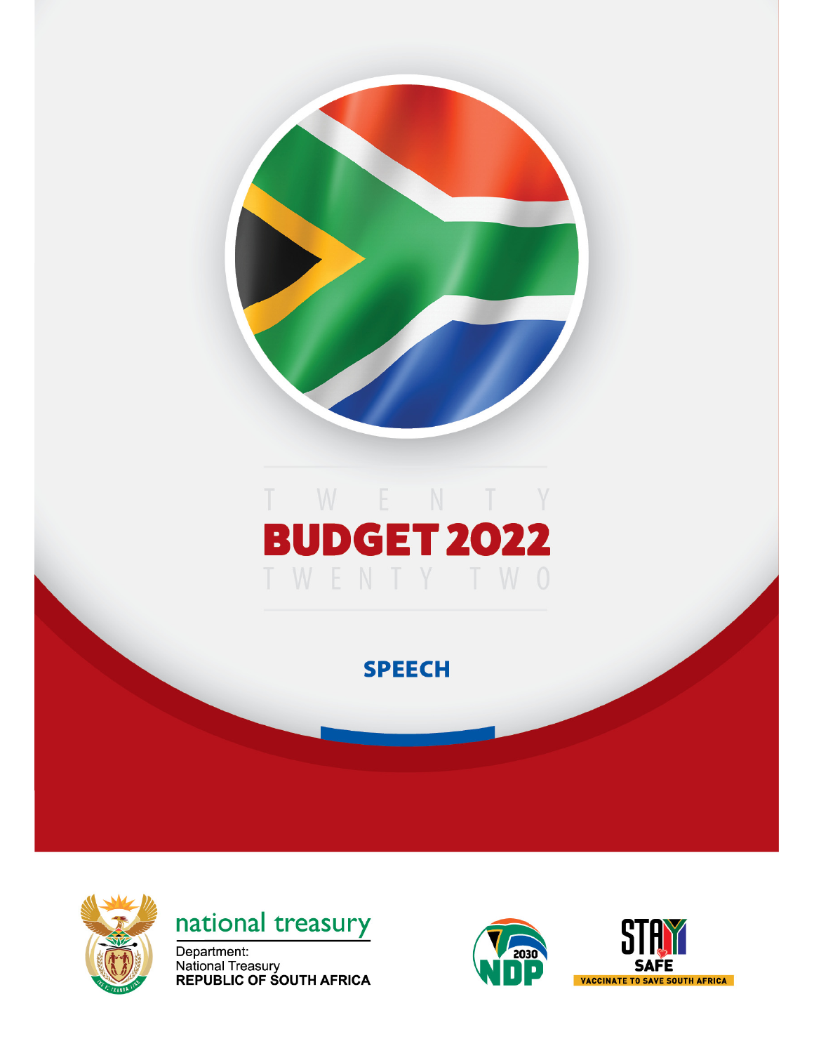# BUDGET 2022

T W E N T Y

T W E N T Y T W O

## SPEECH

national treasury

Department:
National Treasury
REPUBLIC OF SOUTH AFRICA

2030 NDP

STAY SAFE

VACCINATE TO SAVE SOUTH AFRICA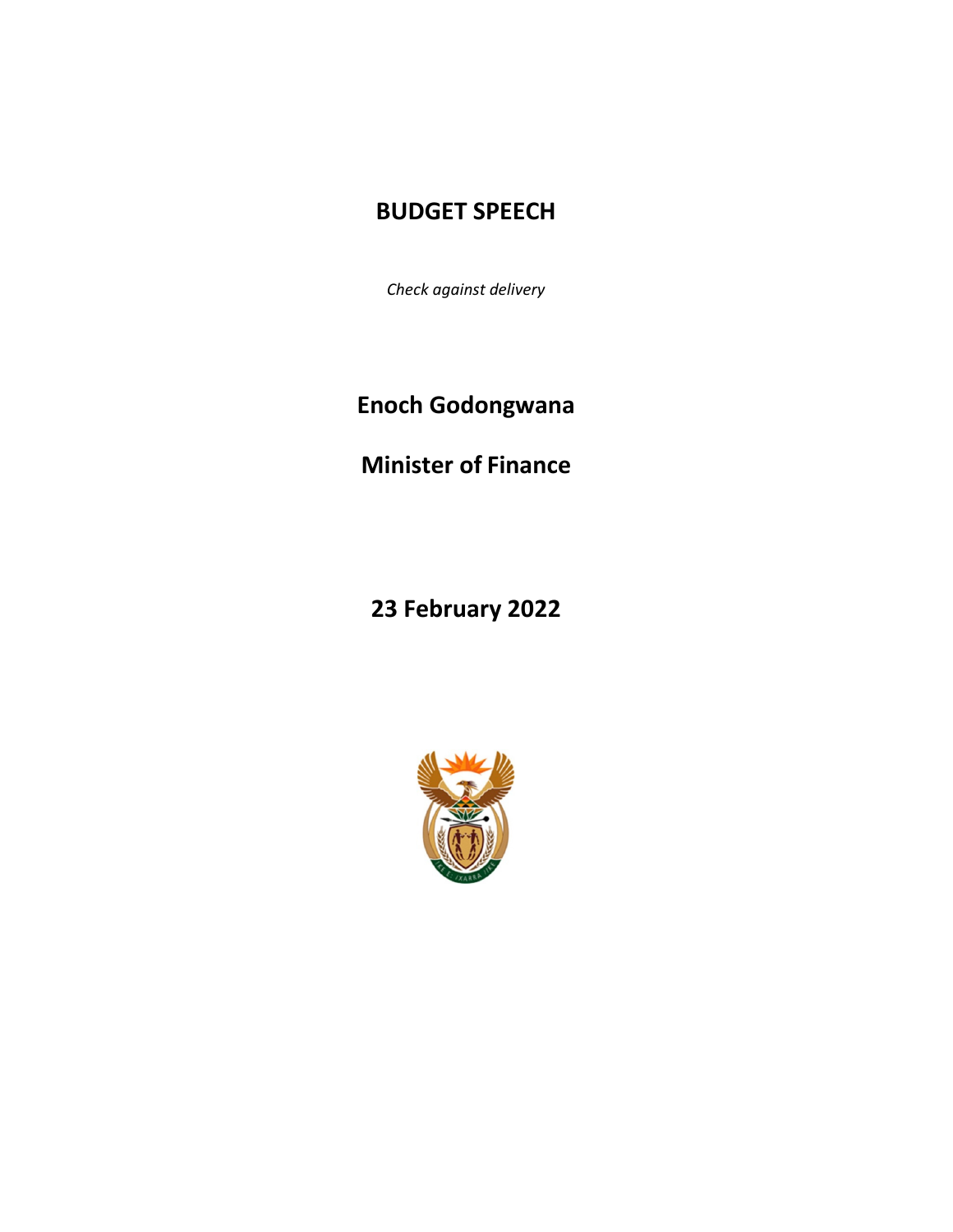# BUDGET SPEECH

*Check against delivery*

## Enoch Godongwana

## Minister of Finance

## 23 February 2022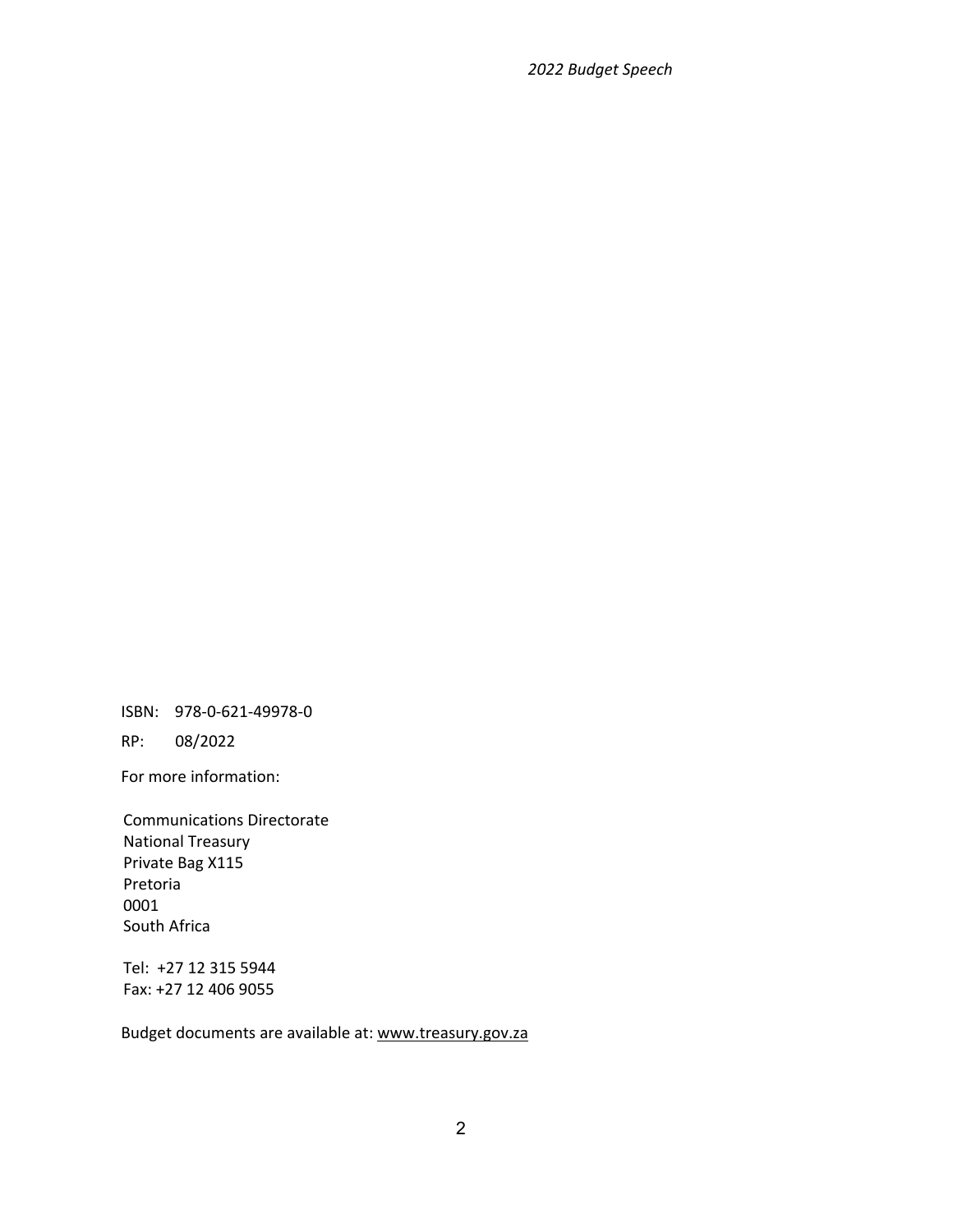ISBN: 978-0-621-49978-0

RP: 08/2022

For more information:

Communications Directorate
National Treasury
Private Bag X115
Pretoria
0001
South Africa

Tel: +27 12 315 5944
Fax: +27 12 406 9055

Budget documents are available at: www.treasury.gov.za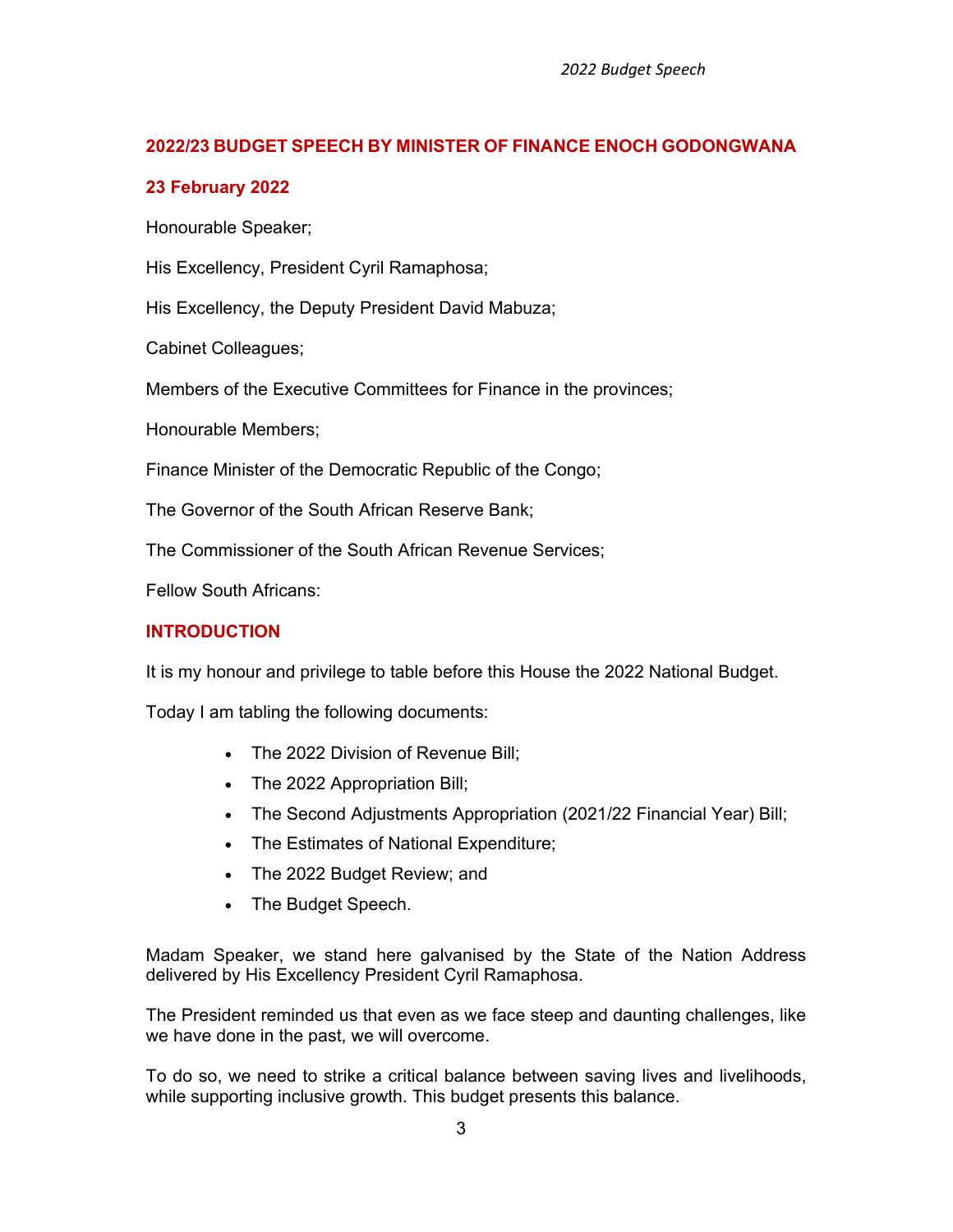## 2022/23 BUDGET SPEECH BY MINISTER OF FINANCE ENOCH GODONGWANA

**23 February 2022**

Honourable Speaker;

His Excellency, President Cyril Ramaphosa;

His Excellency, the Deputy President David Mabuza;

Cabinet Colleagues;

Members of the Executive Committees for Finance in the provinces;

Honourable Members;

Finance Minister of the Democratic Republic of the Congo;

The Governor of the South African Reserve Bank;

The Commissioner of the South African Revenue Services;

Fellow South Africans:

## INTRODUCTION

It is my honour and privilege to table before this House the 2022 National Budget.

Today I am tabling the following documents:

- The 2022 Division of Revenue Bill;
- The 2022 Appropriation Bill;
- The Second Adjustments Appropriation (2021/22 Financial Year) Bill;
- The Estimates of National Expenditure;
- The 2022 Budget Review; and
- The Budget Speech.

Madam Speaker, we stand here galvanised by the State of the Nation Address delivered by His Excellency President Cyril Ramaphosa.

The President reminded us that even as we face steep and daunting challenges, like we have done in the past, we will overcome.

To do so, we need to strike a critical balance between saving lives and livelihoods, while supporting inclusive growth. This budget presents this balance.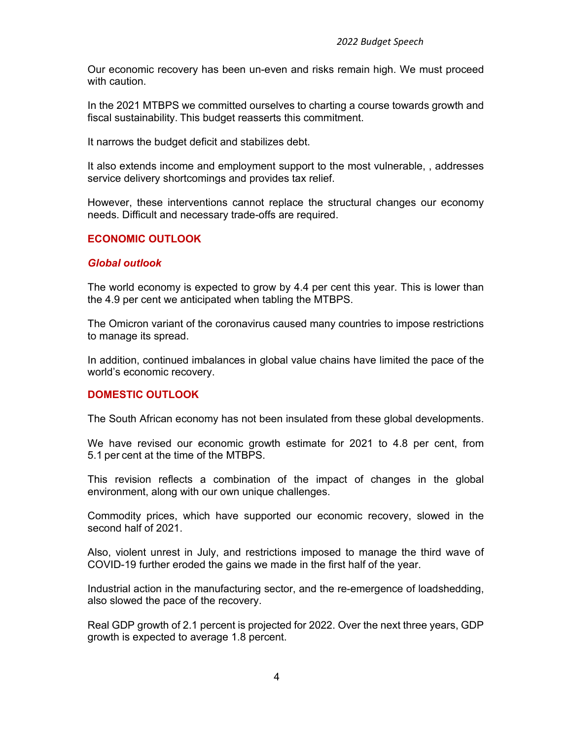Our economic recovery has been un-even and risks remain high. We must proceed with caution.

In the 2021 MTBPS we committed ourselves to charting a course towards growth and fiscal sustainability. This budget reasserts this commitment.

It narrows the budget deficit and stabilizes debt.

It also extends income and employment support to the most vulnerable, , addresses service delivery shortcomings and provides tax relief.

However, these interventions cannot replace the structural changes our economy needs. Difficult and necessary trade-offs are required.

## ECONOMIC OUTLOOK

### *Global outlook*

The world economy is expected to grow by 4.4 per cent this year. This is lower than the 4.9 per cent we anticipated when tabling the MTBPS.

The Omicron variant of the coronavirus caused many countries to impose restrictions to manage its spread.

In addition, continued imbalances in global value chains have limited the pace of the world's economic recovery.

## DOMESTIC OUTLOOK

The South African economy has not been insulated from these global developments.

We have revised our economic growth estimate for 2021 to 4.8 per cent, from 5.1 per cent at the time of the MTBPS.

This revision reflects a combination of the impact of changes in the global environment, along with our own unique challenges.

Commodity prices, which have supported our economic recovery, slowed in the second half of 2021.

Also, violent unrest in July, and restrictions imposed to manage the third wave of COVID-19 further eroded the gains we made in the first half of the year.

Industrial action in the manufacturing sector, and the re-emergence of loadshedding, also slowed the pace of the recovery.

Real GDP growth of 2.1 percent is projected for 2022. Over the next three years, GDP growth is expected to average 1.8 percent.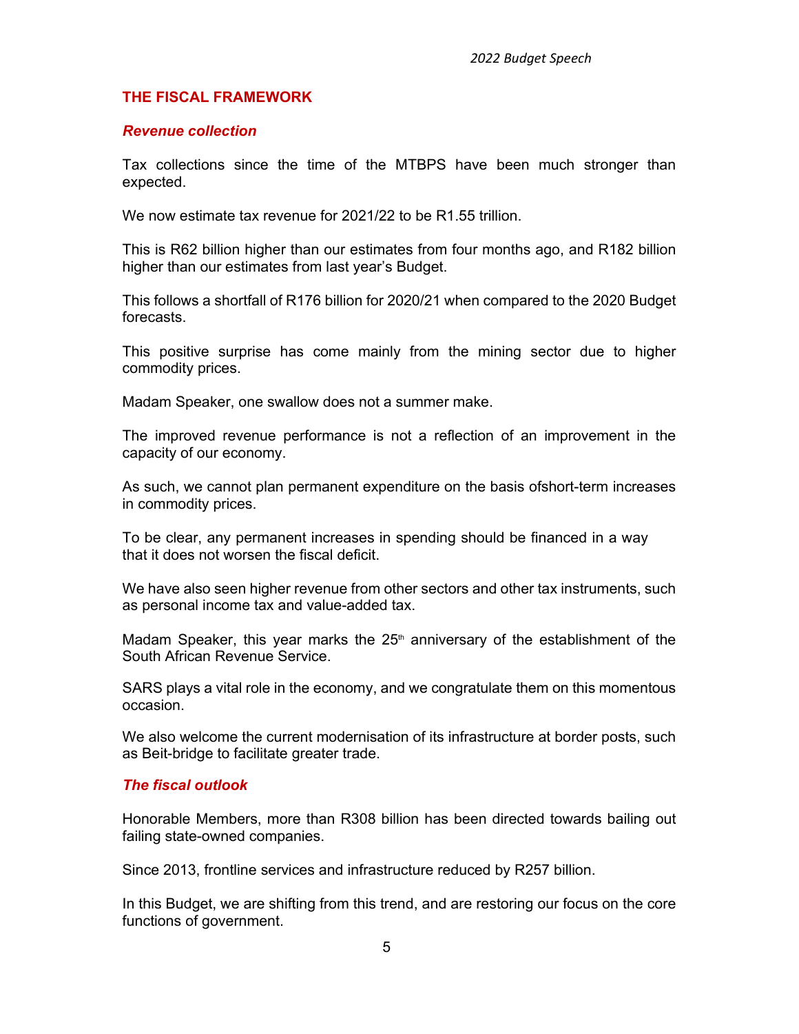## THE FISCAL FRAMEWORK

### *Revenue collection*

Tax collections since the time of the MTBPS have been much stronger than expected.

We now estimate tax revenue for 2021/22 to be R1.55 trillion.

This is R62 billion higher than our estimates from four months ago, and R182 billion higher than our estimates from last year's Budget.

This follows a shortfall of R176 billion for 2020/21 when compared to the 2020 Budget forecasts.

This positive surprise has come mainly from the mining sector due to higher commodity prices.

Madam Speaker, one swallow does not a summer make.

The improved revenue performance is not a reflection of an improvement in the capacity of our economy.

As such, we cannot plan permanent expenditure on the basis ofshort-term increases in commodity prices.

To be clear, any permanent increases in spending should be financed in a way that it does not worsen the fiscal deficit.

We have also seen higher revenue from other sectors and other tax instruments, such as personal income tax and value-added tax.

Madam Speaker, this year marks the 25th anniversary of the establishment of the South African Revenue Service.

SARS plays a vital role in the economy, and we congratulate them on this momentous occasion.

We also welcome the current modernisation of its infrastructure at border posts, such as Beit-bridge to facilitate greater trade.

### *The fiscal outlook*

Honorable Members, more than R308 billion has been directed towards bailing out failing state-owned companies.

Since 2013, frontline services and infrastructure reduced by R257 billion.

In this Budget, we are shifting from this trend, and are restoring our focus on the core functions of government.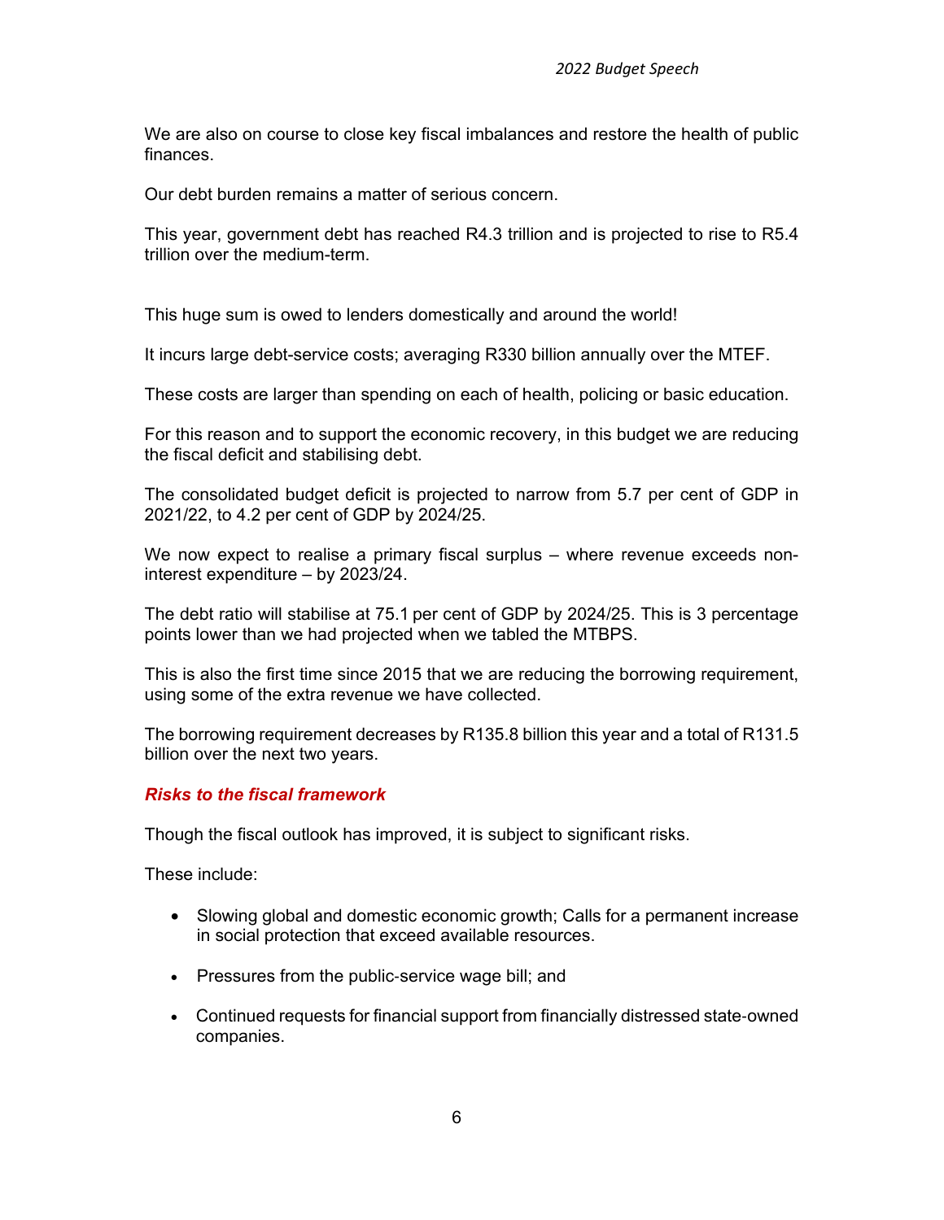We are also on course to close key fiscal imbalances and restore the health of public finances.

Our debt burden remains a matter of serious concern.

This year, government debt has reached R4.3 trillion and is projected to rise to R5.4 trillion over the medium-term.

This huge sum is owed to lenders domestically and around the world!

It incurs large debt-service costs; averaging R330 billion annually over the MTEF.

These costs are larger than spending on each of health, policing or basic education.

For this reason and to support the economic recovery, in this budget we are reducing the fiscal deficit and stabilising debt.

The consolidated budget deficit is projected to narrow from 5.7 per cent of GDP in 2021/22, to 4.2 per cent of GDP by 2024/25.

We now expect to realise a primary fiscal surplus – where revenue exceeds non-interest expenditure – by 2023/24.

The debt ratio will stabilise at 75.1 per cent of GDP by 2024/25. This is 3 percentage points lower than we had projected when we tabled the MTBPS.

This is also the first time since 2015 that we are reducing the borrowing requirement, using some of the extra revenue we have collected.

The borrowing requirement decreases by R135.8 billion this year and a total of R131.5 billion over the next two years.

### *Risks to the fiscal framework*

Though the fiscal outlook has improved, it is subject to significant risks.

These include:

- Slowing global and domestic economic growth; Calls for a permanent increase in social protection that exceed available resources.
- Pressures from the public-service wage bill; and
- Continued requests for financial support from financially distressed state-owned companies.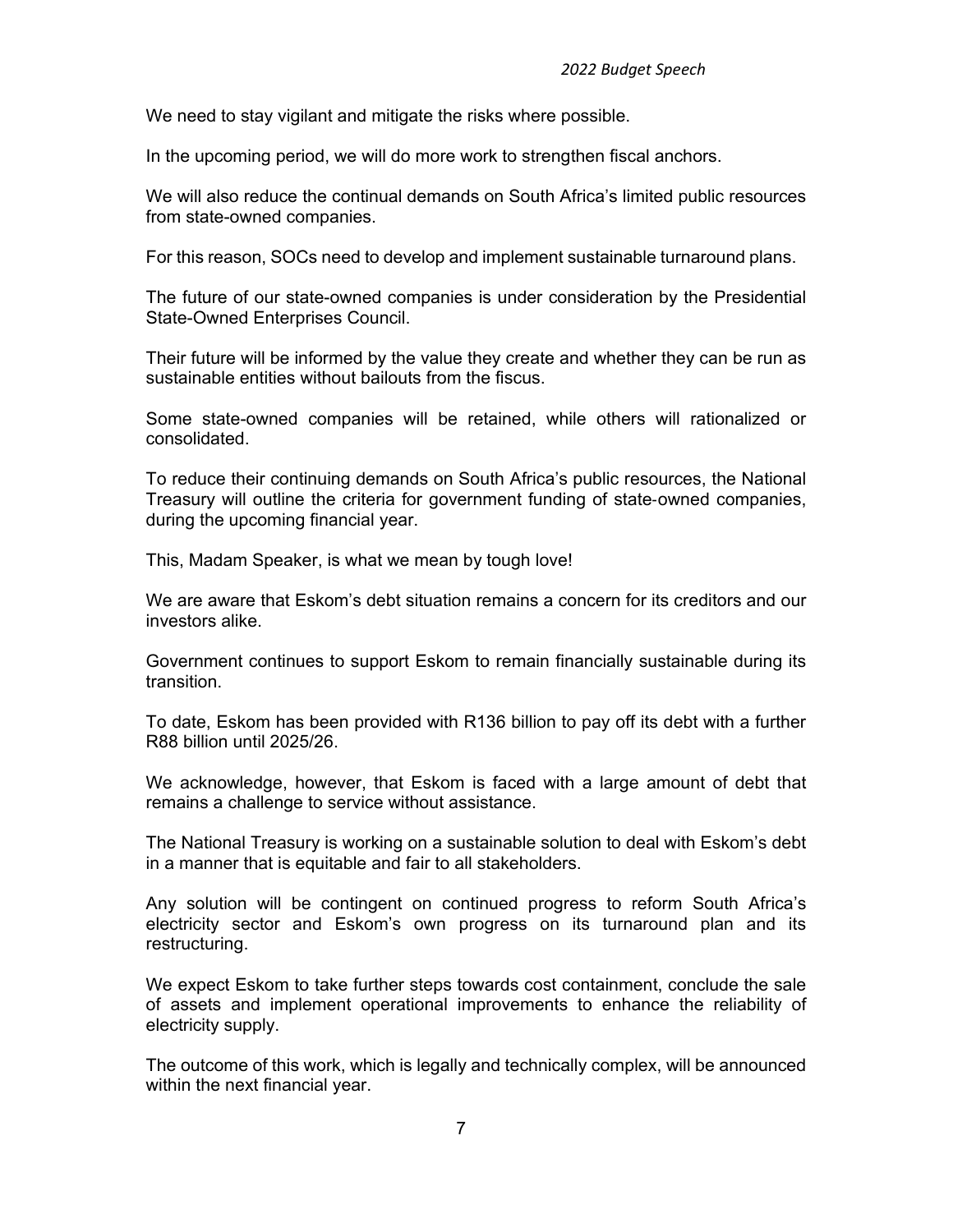We need to stay vigilant and mitigate the risks where possible.

In the upcoming period, we will do more work to strengthen fiscal anchors.

We will also reduce the continual demands on South Africa's limited public resources from state-owned companies.

For this reason, SOCs need to develop and implement sustainable turnaround plans.

The future of our state-owned companies is under consideration by the Presidential State-Owned Enterprises Council.

Their future will be informed by the value they create and whether they can be run as sustainable entities without bailouts from the fiscus.

Some state-owned companies will be retained, while others will rationalized or consolidated.

To reduce their continuing demands on South Africa's public resources, the National Treasury will outline the criteria for government funding of state-owned companies, during the upcoming financial year.

This, Madam Speaker, is what we mean by tough love!

We are aware that Eskom's debt situation remains a concern for its creditors and our investors alike.

Government continues to support Eskom to remain financially sustainable during its transition.

To date, Eskom has been provided with R136 billion to pay off its debt with a further R88 billion until 2025/26.

We acknowledge, however, that Eskom is faced with a large amount of debt that remains a challenge to service without assistance.

The National Treasury is working on a sustainable solution to deal with Eskom's debt in a manner that is equitable and fair to all stakeholders.

Any solution will be contingent on continued progress to reform South Africa's electricity sector and Eskom's own progress on its turnaround plan and its restructuring.

We expect Eskom to take further steps towards cost containment, conclude the sale of assets and implement operational improvements to enhance the reliability of electricity supply.

The outcome of this work, which is legally and technically complex, will be announced within the next financial year.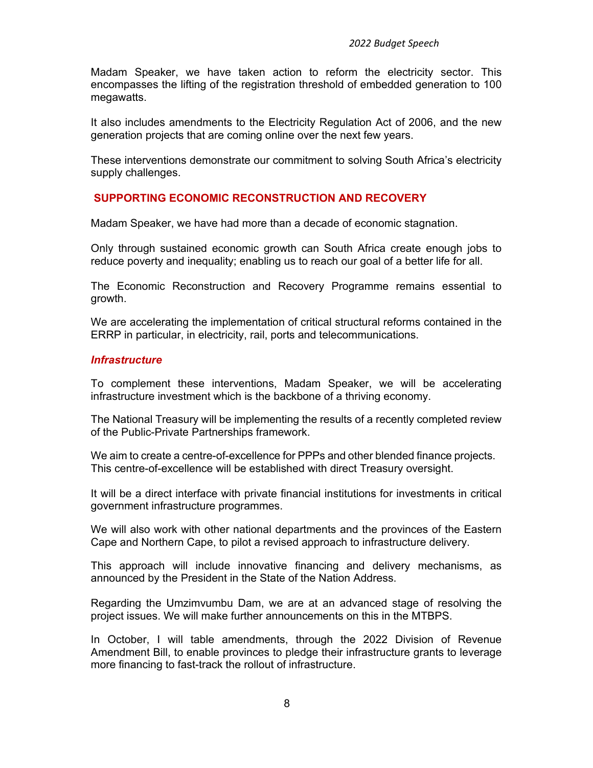Madam Speaker, we have taken action to reform the electricity sector. This encompasses the lifting of the registration threshold of embedded generation to 100 megawatts.

It also includes amendments to the Electricity Regulation Act of 2006, and the new generation projects that are coming online over the next few years.

These interventions demonstrate our commitment to solving South Africa's electricity supply challenges.

## SUPPORTING ECONOMIC RECONSTRUCTION AND RECOVERY

Madam Speaker, we have had more than a decade of economic stagnation.

Only through sustained economic growth can South Africa create enough jobs to reduce poverty and inequality; enabling us to reach our goal of a better life for all.

The Economic Reconstruction and Recovery Programme remains essential to growth.

We are accelerating the implementation of critical structural reforms contained in the ERRP in particular, in electricity, rail, ports and telecommunications.

### *Infrastructure*

To complement these interventions, Madam Speaker, we will be accelerating infrastructure investment which is the backbone of a thriving economy.

The National Treasury will be implementing the results of a recently completed review of the Public-Private Partnerships framework.

We aim to create a centre-of-excellence for PPPs and other blended finance projects. This centre-of-excellence will be established with direct Treasury oversight.

It will be a direct interface with private financial institutions for investments in critical government infrastructure programmes.

We will also work with other national departments and the provinces of the Eastern Cape and Northern Cape, to pilot a revised approach to infrastructure delivery.

This approach will include innovative financing and delivery mechanisms, as announced by the President in the State of the Nation Address.

Regarding the Umzimvumbu Dam, we are at an advanced stage of resolving the project issues. We will make further announcements on this in the MTBPS.

In October, I will table amendments, through the 2022 Division of Revenue Amendment Bill, to enable provinces to pledge their infrastructure grants to leverage more financing to fast-track the rollout of infrastructure.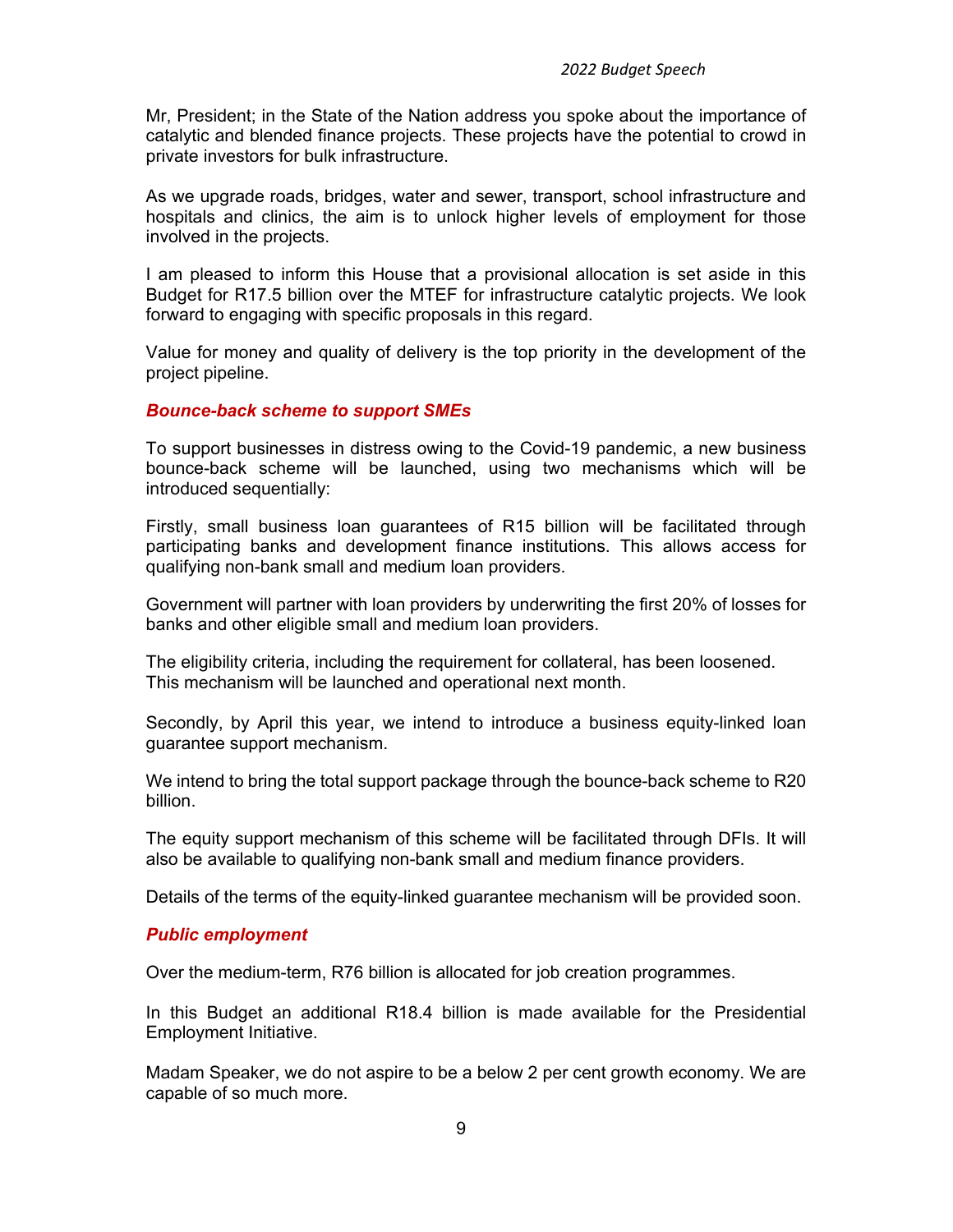Mr, President; in the State of the Nation address you spoke about the importance of catalytic and blended finance projects. These projects have the potential to crowd in private investors for bulk infrastructure.

As we upgrade roads, bridges, water and sewer, transport, school infrastructure and hospitals and clinics, the aim is to unlock higher levels of employment for those involved in the projects.

I am pleased to inform this House that a provisional allocation is set aside in this Budget for R17.5 billion over the MTEF for infrastructure catalytic projects. We look forward to engaging with specific proposals in this regard.

Value for money and quality of delivery is the top priority in the development of the project pipeline.

### *Bounce-back scheme to support SMEs*

To support businesses in distress owing to the Covid-19 pandemic, a new business bounce-back scheme will be launched, using two mechanisms which will be introduced sequentially:

Firstly, small business loan guarantees of R15 billion will be facilitated through participating banks and development finance institutions. This allows access for qualifying non-bank small and medium loan providers.

Government will partner with loan providers by underwriting the first 20% of losses for banks and other eligible small and medium loan providers.

The eligibility criteria, including the requirement for collateral, has been loosened. This mechanism will be launched and operational next month.

Secondly, by April this year, we intend to introduce a business equity-linked loan guarantee support mechanism.

We intend to bring the total support package through the bounce-back scheme to R20 billion.

The equity support mechanism of this scheme will be facilitated through DFIs. It will also be available to qualifying non-bank small and medium finance providers.

Details of the terms of the equity-linked guarantee mechanism will be provided soon.

### *Public employment*

Over the medium-term, R76 billion is allocated for job creation programmes.

In this Budget an additional R18.4 billion is made available for the Presidential Employment Initiative.

Madam Speaker, we do not aspire to be a below 2 per cent growth economy. We are capable of so much more.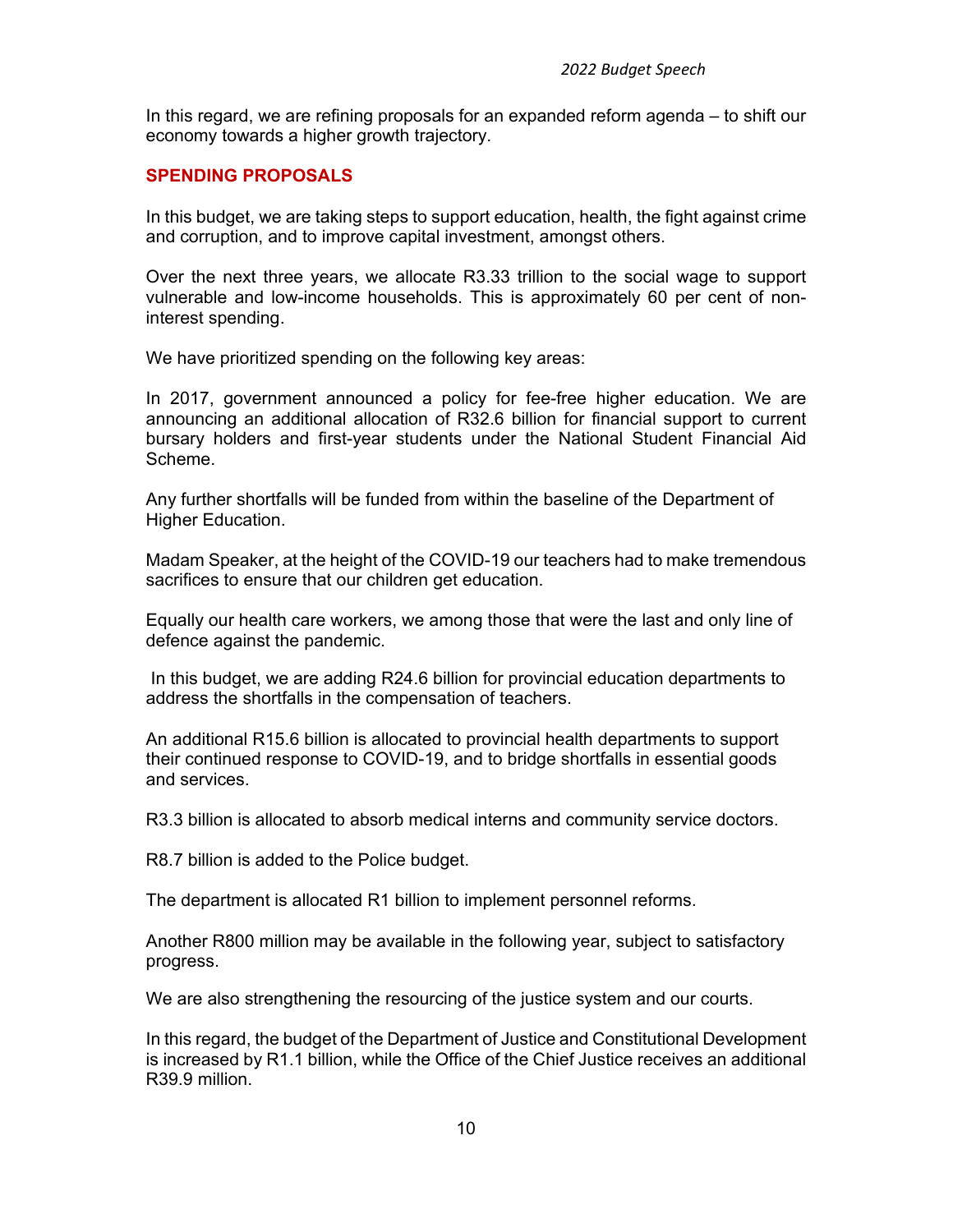In this regard, we are refining proposals for an expanded reform agenda – to shift our economy towards a higher growth trajectory.

## SPENDING PROPOSALS

In this budget, we are taking steps to support education, health, the fight against crime and corruption, and to improve capital investment, amongst others.

Over the next three years, we allocate R3.33 trillion to the social wage to support vulnerable and low-income households. This is approximately 60 per cent of non-interest spending.

We have prioritized spending on the following key areas:

In 2017, government announced a policy for fee-free higher education. We are announcing an additional allocation of R32.6 billion for financial support to current bursary holders and first-year students under the National Student Financial Aid Scheme.

Any further shortfalls will be funded from within the baseline of the Department of Higher Education.

Madam Speaker, at the height of the COVID-19 our teachers had to make tremendous sacrifices to ensure that our children get education.

Equally our health care workers, we among those that were the last and only line of defence against the pandemic.

In this budget, we are adding R24.6 billion for provincial education departments to address the shortfalls in the compensation of teachers.

An additional R15.6 billion is allocated to provincial health departments to support their continued response to COVID-19, and to bridge shortfalls in essential goods and services.

R3.3 billion is allocated to absorb medical interns and community service doctors.

R8.7 billion is added to the Police budget.

The department is allocated R1 billion to implement personnel reforms.

Another R800 million may be available in the following year, subject to satisfactory progress.

We are also strengthening the resourcing of the justice system and our courts.

In this regard, the budget of the Department of Justice and Constitutional Development is increased by R1.1 billion, while the Office of the Chief Justice receives an additional R39.9 million.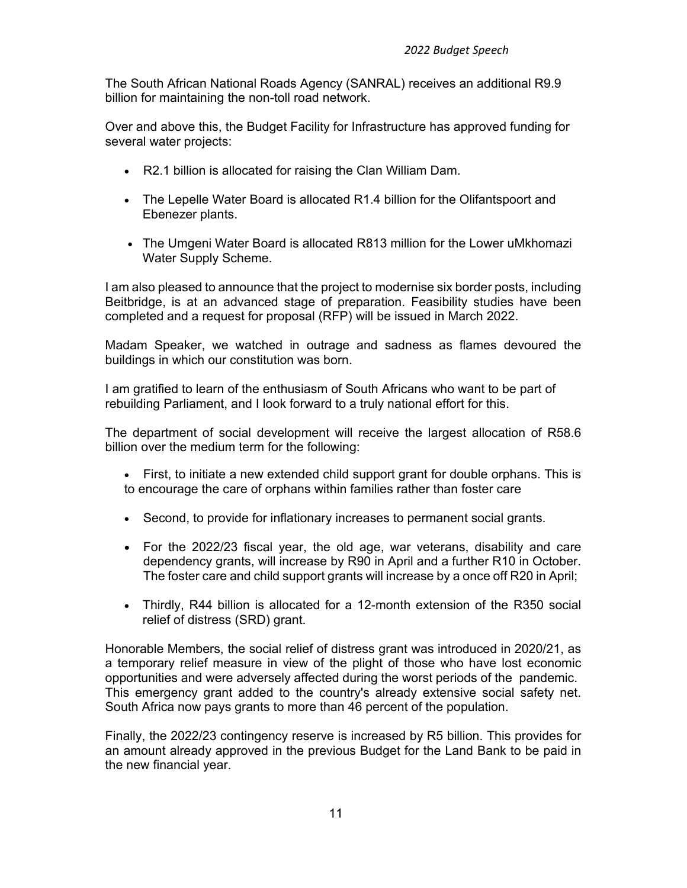The South African National Roads Agency (SANRAL) receives an additional R9.9 billion for maintaining the non-toll road network.

Over and above this, the Budget Facility for Infrastructure has approved funding for several water projects:

- R2.1 billion is allocated for raising the Clan William Dam.
- The Lepelle Water Board is allocated R1.4 billion for the Olifantspoort and Ebenezer plants.
- The Umgeni Water Board is allocated R813 million for the Lower uMkhomazi Water Supply Scheme.

I am also pleased to announce that the project to modernise six border posts, including Beitbridge, is at an advanced stage of preparation. Feasibility studies have been completed and a request for proposal (RFP) will be issued in March 2022.

Madam Speaker, we watched in outrage and sadness as flames devoured the buildings in which our constitution was born.

I am gratified to learn of the enthusiasm of South Africans who want to be part of rebuilding Parliament, and I look forward to a truly national effort for this.

The department of social development will receive the largest allocation of R58.6 billion over the medium term for the following:

- First, to initiate a new extended child support grant for double orphans. This is to encourage the care of orphans within families rather than foster care
- Second, to provide for inflationary increases to permanent social grants.
- For the 2022/23 fiscal year, the old age, war veterans, disability and care dependency grants, will increase by R90 in April and a further R10 in October. The foster care and child support grants will increase by a once off R20 in April;
- Thirdly, R44 billion is allocated for a 12-month extension of the R350 social relief of distress (SRD) grant.

Honorable Members, the social relief of distress grant was introduced in 2020/21, as a temporary relief measure in view of the plight of those who have lost economic opportunities and were adversely affected during the worst periods of the pandemic. This emergency grant added to the country's already extensive social safety net. South Africa now pays grants to more than 46 percent of the population.

Finally, the 2022/23 contingency reserve is increased by R5 billion. This provides for an amount already approved in the previous Budget for the Land Bank to be paid in the new financial year.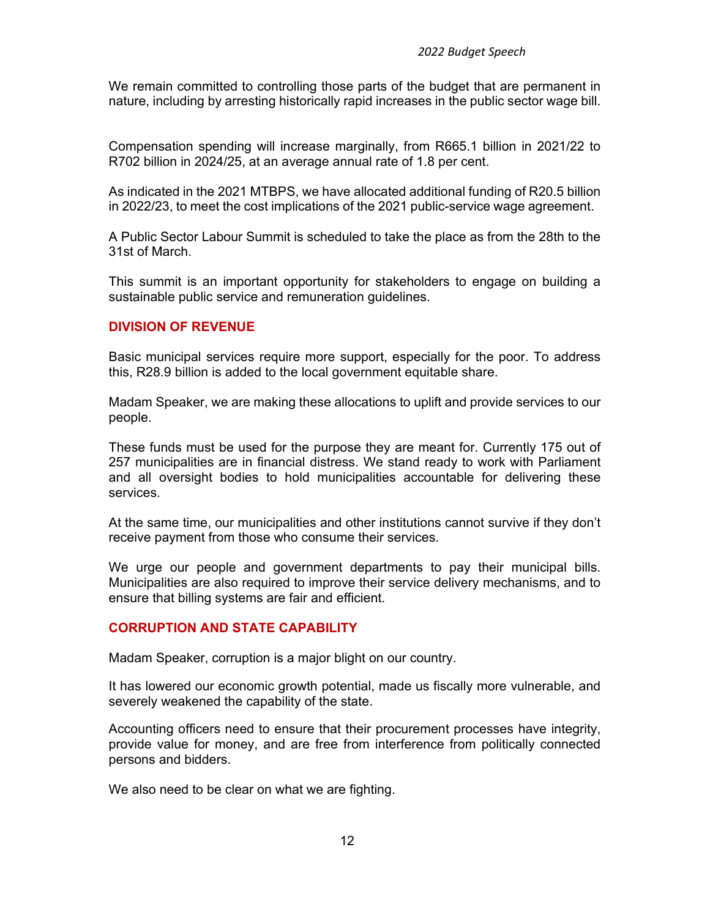We remain committed to controlling those parts of the budget that are permanent in nature, including by arresting historically rapid increases in the public sector wage bill.

Compensation spending will increase marginally, from R665.1 billion in 2021/22 to R702 billion in 2024/25, at an average annual rate of 1.8 per cent.

As indicated in the 2021 MTBPS, we have allocated additional funding of R20.5 billion in 2022/23, to meet the cost implications of the 2021 public-service wage agreement.

A Public Sector Labour Summit is scheduled to take the place as from the 28th to the 31st of March.

This summit is an important opportunity for stakeholders to engage on building a sustainable public service and remuneration guidelines.

## DIVISION OF REVENUE

Basic municipal services require more support, especially for the poor. To address this, R28.9 billion is added to the local government equitable share.

Madam Speaker, we are making these allocations to uplift and provide services to our people.

These funds must be used for the purpose they are meant for. Currently 175 out of 257 municipalities are in financial distress. We stand ready to work with Parliament and all oversight bodies to hold municipalities accountable for delivering these services.

At the same time, our municipalities and other institutions cannot survive if they don't receive payment from those who consume their services.

We urge our people and government departments to pay their municipal bills. Municipalities are also required to improve their service delivery mechanisms, and to ensure that billing systems are fair and efficient.

## CORRUPTION AND STATE CAPABILITY

Madam Speaker, corruption is a major blight on our country.

It has lowered our economic growth potential, made us fiscally more vulnerable, and severely weakened the capability of the state.

Accounting officers need to ensure that their procurement processes have integrity, provide value for money, and are free from interference from politically connected persons and bidders.

We also need to be clear on what we are fighting.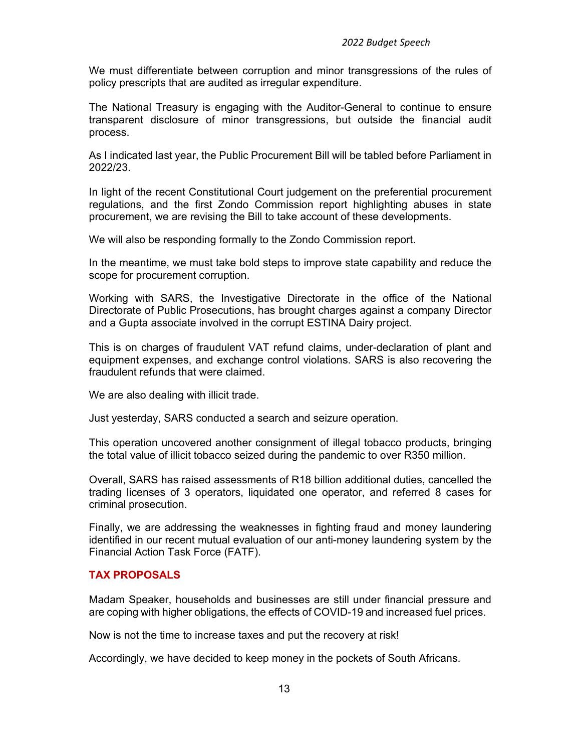We must differentiate between corruption and minor transgressions of the rules of policy prescripts that are audited as irregular expenditure.

The National Treasury is engaging with the Auditor-General to continue to ensure transparent disclosure of minor transgressions, but outside the financial audit process.

As I indicated last year, the Public Procurement Bill will be tabled before Parliament in 2022/23.

In light of the recent Constitutional Court judgement on the preferential procurement regulations, and the first Zondo Commission report highlighting abuses in state procurement, we are revising the Bill to take account of these developments.

We will also be responding formally to the Zondo Commission report.

In the meantime, we must take bold steps to improve state capability and reduce the scope for procurement corruption.

Working with SARS, the Investigative Directorate in the office of the National Directorate of Public Prosecutions, has brought charges against a company Director and a Gupta associate involved in the corrupt ESTINA Dairy project.

This is on charges of fraudulent VAT refund claims, under-declaration of plant and equipment expenses, and exchange control violations. SARS is also recovering the fraudulent refunds that were claimed.

We are also dealing with illicit trade.

Just yesterday, SARS conducted a search and seizure operation.

This operation uncovered another consignment of illegal tobacco products, bringing the total value of illicit tobacco seized during the pandemic to over R350 million.

Overall, SARS has raised assessments of R18 billion additional duties, cancelled the trading licenses of 3 operators, liquidated one operator, and referred 8 cases for criminal prosecution.

Finally, we are addressing the weaknesses in fighting fraud and money laundering identified in our recent mutual evaluation of our anti-money laundering system by the Financial Action Task Force (FATF).

## TAX PROPOSALS

Madam Speaker, households and businesses are still under financial pressure and are coping with higher obligations, the effects of COVID-19 and increased fuel prices.

Now is not the time to increase taxes and put the recovery at risk!

Accordingly, we have decided to keep money in the pockets of South Africans.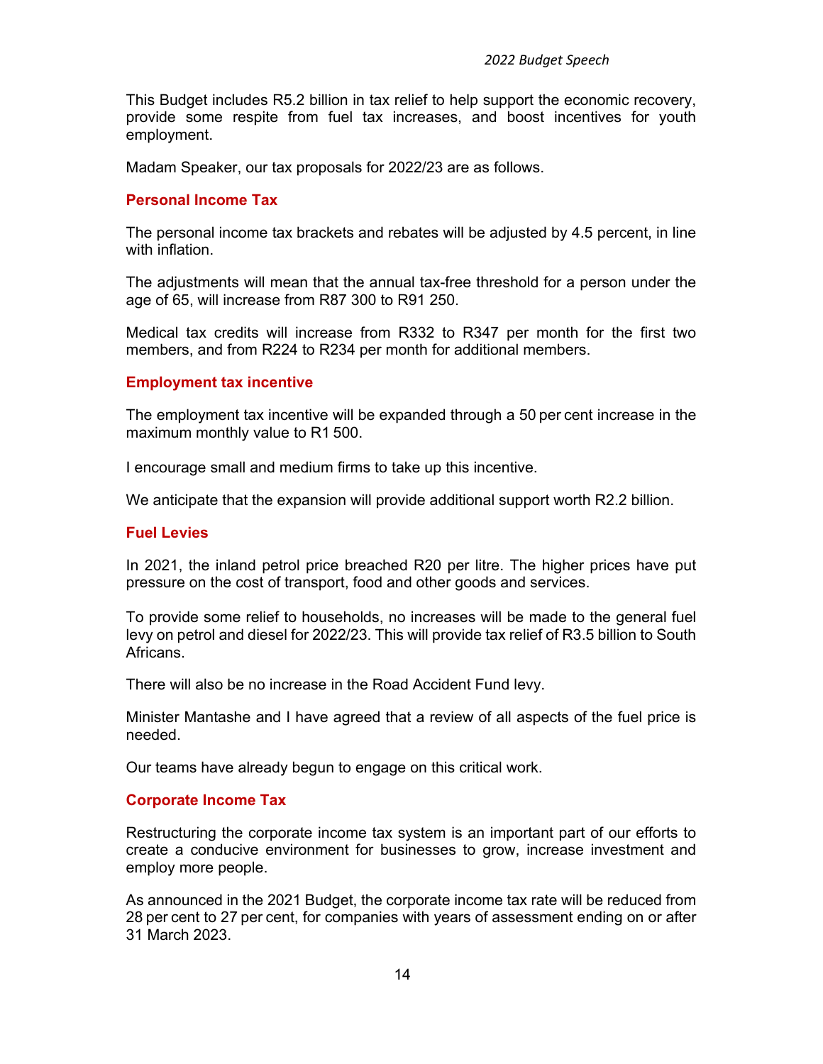This Budget includes R5.2 billion in tax relief to help support the economic recovery, provide some respite from fuel tax increases, and boost incentives for youth employment.

Madam Speaker, our tax proposals for 2022/23 are as follows.

### Personal Income Tax

The personal income tax brackets and rebates will be adjusted by 4.5 percent, in line with inflation.

The adjustments will mean that the annual tax-free threshold for a person under the age of 65, will increase from R87 300 to R91 250.

Medical tax credits will increase from R332 to R347 per month for the first two members, and from R224 to R234 per month for additional members.

### Employment tax incentive

The employment tax incentive will be expanded through a 50 per cent increase in the maximum monthly value to R1 500.

I encourage small and medium firms to take up this incentive.

We anticipate that the expansion will provide additional support worth R2.2 billion.

### Fuel Levies

In 2021, the inland petrol price breached R20 per litre. The higher prices have put pressure on the cost of transport, food and other goods and services.

To provide some relief to households, no increases will be made to the general fuel levy on petrol and diesel for 2022/23. This will provide tax relief of R3.5 billion to South Africans.

There will also be no increase in the Road Accident Fund levy.

Minister Mantashe and I have agreed that a review of all aspects of the fuel price is needed.

Our teams have already begun to engage on this critical work.

### Corporate Income Tax

Restructuring the corporate income tax system is an important part of our efforts to create a conducive environment for businesses to grow, increase investment and employ more people.

As announced in the 2021 Budget, the corporate income tax rate will be reduced from 28 per cent to 27 per cent, for companies with years of assessment ending on or after 31 March 2023.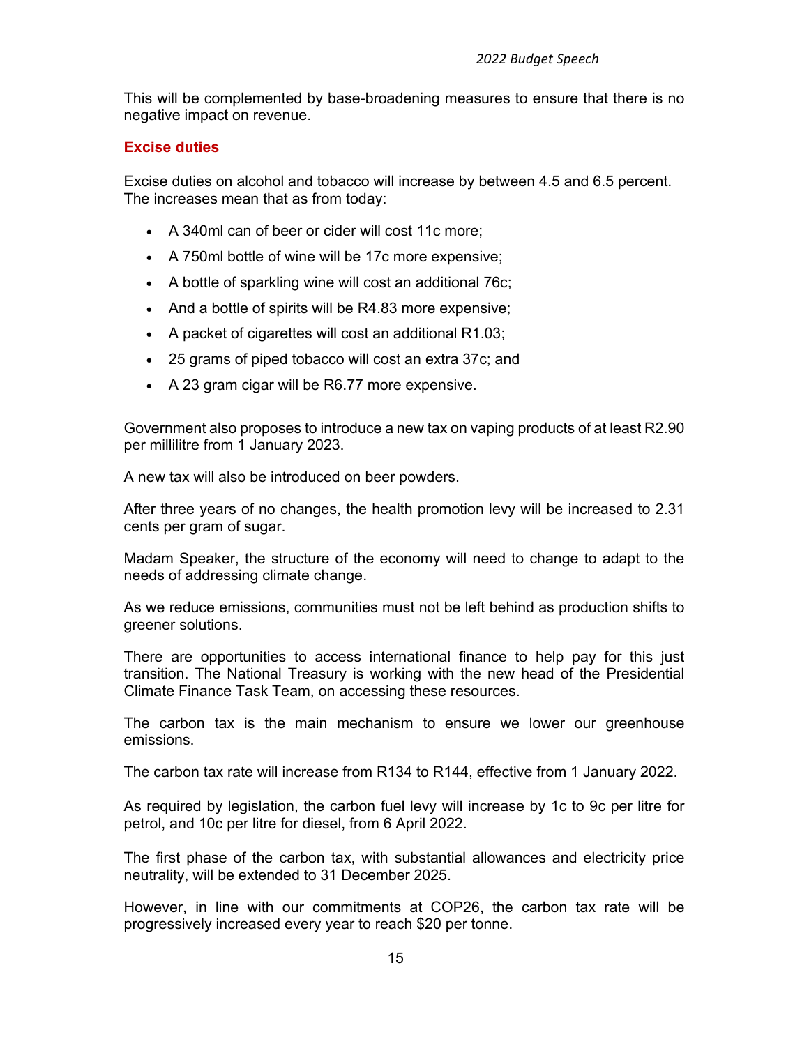This will be complemented by base-broadening measures to ensure that there is no negative impact on revenue.

### Excise duties

Excise duties on alcohol and tobacco will increase by between 4.5 and 6.5 percent. The increases mean that as from today:

- A 340ml can of beer or cider will cost 11c more;
- A 750ml bottle of wine will be 17c more expensive;
- A bottle of sparkling wine will cost an additional 76c;
- And a bottle of spirits will be R4.83 more expensive;
- A packet of cigarettes will cost an additional R1.03;
- 25 grams of piped tobacco will cost an extra 37c; and
- A 23 gram cigar will be R6.77 more expensive.

Government also proposes to introduce a new tax on vaping products of at least R2.90 per millilitre from 1 January 2023.

A new tax will also be introduced on beer powders.

After three years of no changes, the health promotion levy will be increased to 2.31 cents per gram of sugar.

Madam Speaker, the structure of the economy will need to change to adapt to the needs of addressing climate change.

As we reduce emissions, communities must not be left behind as production shifts to greener solutions.

There are opportunities to access international finance to help pay for this just transition. The National Treasury is working with the new head of the Presidential Climate Finance Task Team, on accessing these resources.

The carbon tax is the main mechanism to ensure we lower our greenhouse emissions.

The carbon tax rate will increase from R134 to R144, effective from 1 January 2022.

As required by legislation, the carbon fuel levy will increase by 1c to 9c per litre for petrol, and 10c per litre for diesel, from 6 April 2022.

The first phase of the carbon tax, with substantial allowances and electricity price neutrality, will be extended to 31 December 2025.

However, in line with our commitments at COP26, the carbon tax rate will be progressively increased every year to reach $20 per tonne.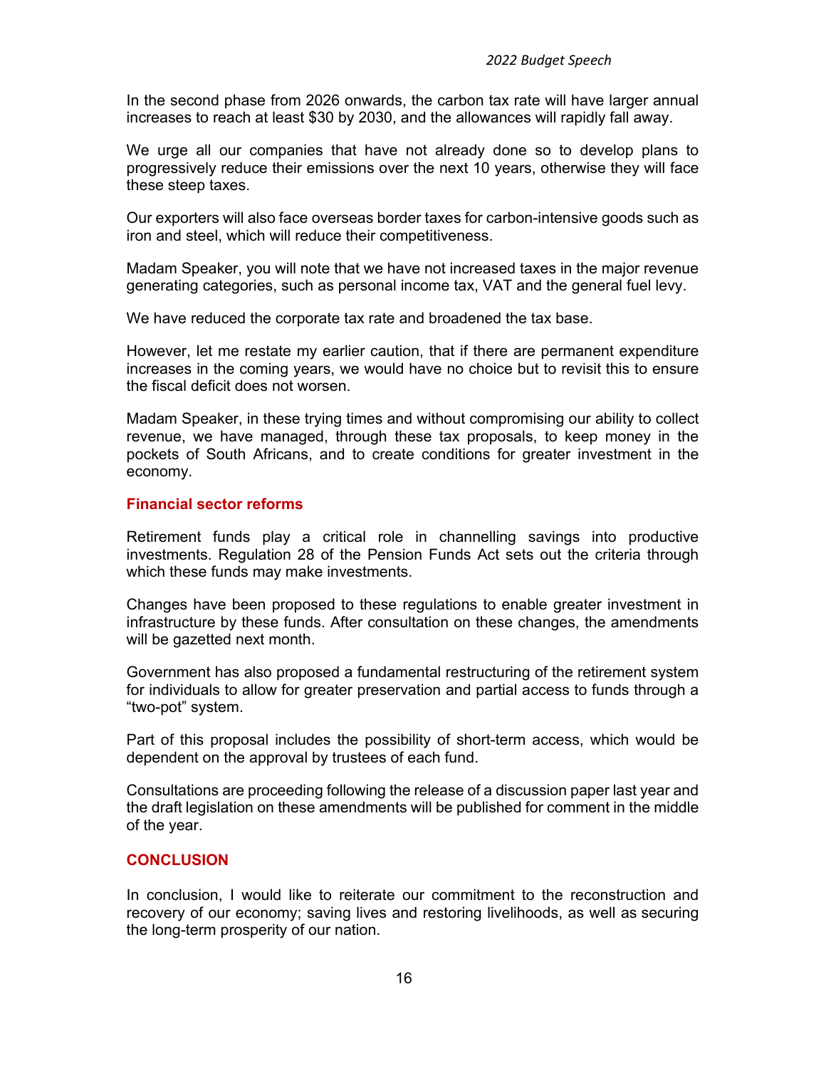In the second phase from 2026 onwards, the carbon tax rate will have larger annual increases to reach at least $30 by 2030, and the allowances will rapidly fall away.

We urge all our companies that have not already done so to develop plans to progressively reduce their emissions over the next 10 years, otherwise they will face these steep taxes.

Our exporters will also face overseas border taxes for carbon-intensive goods such as iron and steel, which will reduce their competitiveness.

Madam Speaker, you will note that we have not increased taxes in the major revenue generating categories, such as personal income tax, VAT and the general fuel levy.

We have reduced the corporate tax rate and broadened the tax base.

However, let me restate my earlier caution, that if there are permanent expenditure increases in the coming years, we would have no choice but to revisit this to ensure the fiscal deficit does not worsen.

Madam Speaker, in these trying times and without compromising our ability to collect revenue, we have managed, through these tax proposals, to keep money in the pockets of South Africans, and to create conditions for greater investment in the economy.

### Financial sector reforms

Retirement funds play a critical role in channelling savings into productive investments. Regulation 28 of the Pension Funds Act sets out the criteria through which these funds may make investments.

Changes have been proposed to these regulations to enable greater investment in infrastructure by these funds. After consultation on these changes, the amendments will be gazetted next month.

Government has also proposed a fundamental restructuring of the retirement system for individuals to allow for greater preservation and partial access to funds through a "two-pot" system.

Part of this proposal includes the possibility of short-term access, which would be dependent on the approval by trustees of each fund.

Consultations are proceeding following the release of a discussion paper last year and the draft legislation on these amendments will be published for comment in the middle of the year.

## CONCLUSION

In conclusion, I would like to reiterate our commitment to the reconstruction and recovery of our economy; saving lives and restoring livelihoods, as well as securing the long-term prosperity of our nation.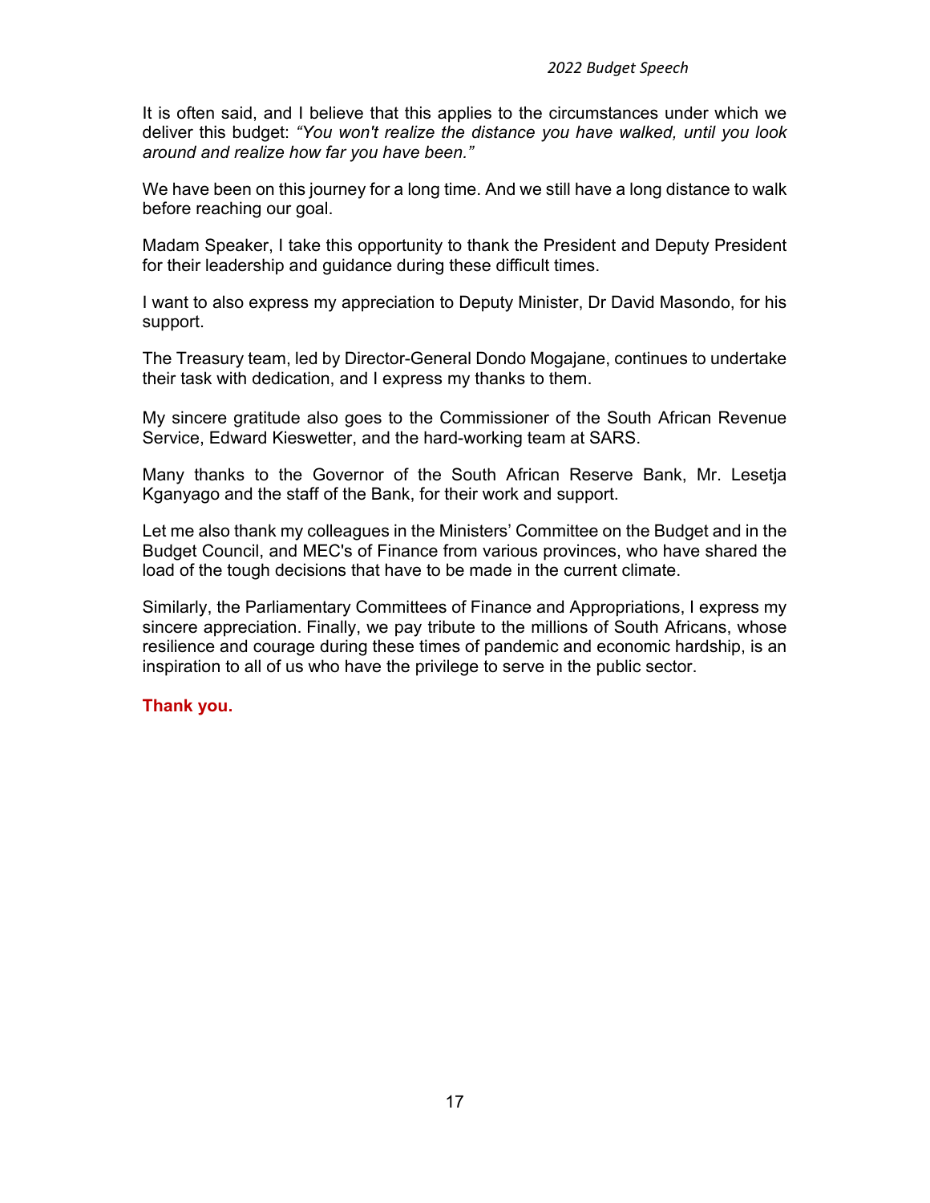It is often said, and I believe that this applies to the circumstances under which we deliver this budget: *"You won't realize the distance you have walked, until you look around and realize how far you have been."*

We have been on this journey for a long time. And we still have a long distance to walk before reaching our goal.

Madam Speaker, I take this opportunity to thank the President and Deputy President for their leadership and guidance during these difficult times.

I want to also express my appreciation to Deputy Minister, Dr David Masondo, for his support.

The Treasury team, led by Director-General Dondo Mogajane, continues to undertake their task with dedication, and I express my thanks to them.

My sincere gratitude also goes to the Commissioner of the South African Revenue Service, Edward Kieswetter, and the hard-working team at SARS.

Many thanks to the Governor of the South African Reserve Bank, Mr. Lesetja Kganyago and the staff of the Bank, for their work and support.

Let me also thank my colleagues in the Ministers' Committee on the Budget and in the Budget Council, and MEC's of Finance from various provinces, who have shared the load of the tough decisions that have to be made in the current climate.

Similarly, the Parliamentary Committees of Finance and Appropriations, I express my sincere appreciation. Finally, we pay tribute to the millions of South Africans, whose resilience and courage during these times of pandemic and economic hardship, is an inspiration to all of us who have the privilege to serve in the public sector.

**Thank you.**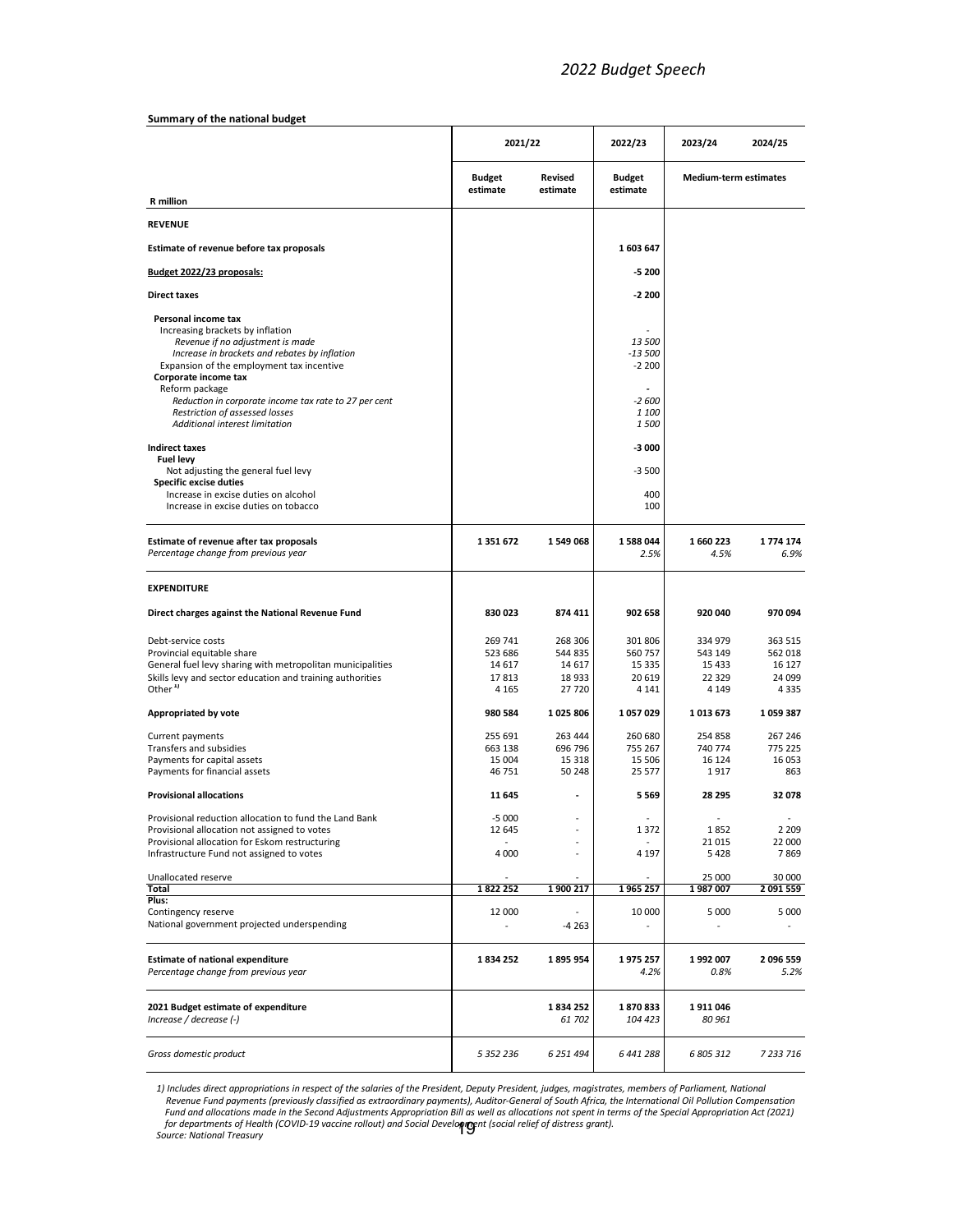**Summary of the national budget**

| R million | 2021/22 Budget estimate | 2021/22 Revised estimate | 2022/23 Budget estimate | 2023/24 Medium-term estimates | 2024/25 Medium-term estimates |
|---|---|---|---|---|---|
| **REVENUE** | | | | | |
| **Estimate of revenue before tax proposals** | | | **1 603 647** | | |
| **Budget 2022/23 proposals:** | | | **-5 200** | | |
| **Direct taxes** | | | **-2 200** | | |
| **Personal income tax** | | | | | |
| Increasing brackets by inflation | | | - | | |
| *Revenue if no adjustment is made* | | | *13 500* | | |
| *Increase in brackets and rebates by inflation* | | | *-13 500* | | |
| Expansion of the employment tax incentive | | | -2 200 | | |
| **Corporate income tax** | | | | | |
| Reform package | | | - | | |
| *Reduction in corporate income tax rate to 27 per cent* | | | *-2 600* | | |
| *Restriction of assessed losses* | | | *1 100* | | |
| *Additional interest limitation* | | | *1 500* | | |
| **Indirect taxes** | | | **-3 000** | | |
| **Fuel levy** | | | | | |
| Not adjusting the general fuel levy | | | -3 500 | | |
| **Specific excise duties** | | | | | |
| Increase in excise duties on alcohol | | | 400 | | |
| Increase in excise duties on tobacco | | | 100 | | |
| **Estimate of revenue after tax proposals** | **1 351 672** | **1 549 068** | **1 588 044** | **1 660 223** | **1 774 174** |
| *Percentage change from previous year* | | | *2.5%* | *4.5%* | *6.9%* |
| **EXPENDITURE** | | | | | |
| **Direct charges against the National Revenue Fund** | **830 023** | **874 411** | **902 658** | **920 040** | **970 094** |
| Debt-service costs | 269 741 | 268 306 | 301 806 | 334 979 | 363 515 |
| Provincial equitable share | 523 686 | 544 835 | 560 757 | 543 149 | 562 018 |
| General fuel levy sharing with metropolitan municipalities | 14 617 | 14 617 | 15 335 | 15 433 | 16 127 |
| Skills levy and sector education and training authorities | 17 813 | 18 933 | 20 619 | 22 329 | 24 099 |
| Other [1] | 4 165 | 27 720 | 4 141 | 4 149 | 4 335 |
| **Appropriated by vote** | **980 584** | **1 025 806** | **1 057 029** | **1 013 673** | **1 059 387** |
| Current payments | 255 691 | 263 444 | 260 680 | 254 858 | 267 246 |
| Transfers and subsidies | 663 138 | 696 796 | 755 267 | 740 774 | 775 225 |
| Payments for capital assets | 15 004 | 15 318 | 15 506 | 16 124 | 16 053 |
| Payments for financial assets | 46 751 | 50 248 | 25 577 | 1 917 | 863 |
| **Provisional allocations** | **11 645** | **-** | **5 569** | **28 295** | **32 078** |
| Provisional reduction allocation to fund the Land Bank | -5 000 | - | - | - | - |
| Provisional allocation not assigned to votes | 12 645 | - | 1 372 | 1 852 | 2 209 |
| Provisional allocation for Eskom restructuring | - | - | - | 21 015 | 22 000 |
| Infrastructure Fund not assigned to votes | 4 000 | - | 4 197 | 5 428 | 7 869 |
| Unallocated reserve | - | - | - | 25 000 | 30 000 |
| **Total** | **1 822 252** | **1 900 217** | **1 965 257** | **1 987 007** | **2 091 559** |
| **Plus:** | | | | | |
| Contingency reserve | 12 000 | - | 10 000 | 5 000 | 5 000 |
| National government projected underspending | - | -4 263 | - | - | - |
| **Estimate of national expenditure** | **1 834 252** | **1 895 954** | **1 975 257** | **1 992 007** | **2 096 559** |
| *Percentage change from previous year* | | | *4.2%* | *0.8%* | *5.2%* |
| **2021 Budget estimate of expenditure** | | **1 834 252** | **1 870 833** | **1 911 046** | |
| *Increase / decrease (-)* | | *61 702* | *104 423* | *80 961* | |
| *Gross domestic product* | *5 352 236* | *6 251 494* | *6 441 288* | *6 805 312* | *7 233 716* |

*1) Includes direct appropriations in respect of the salaries of the President, Deputy President, judges, magistrates, members of Parliament, National Revenue Fund payments (previously classified as extraordinary payments), Auditor-General of South Africa, the International Oil Pollution Compensation Fund and allocations made in the Second Adjustments Appropriation Bill as well as allocations not spent in terms of the Special Appropriation Act (2021) for departments of Health (COVID-19 vaccine rollout) and Social Development (social relief of distress grant).*

*Source: National Treasury*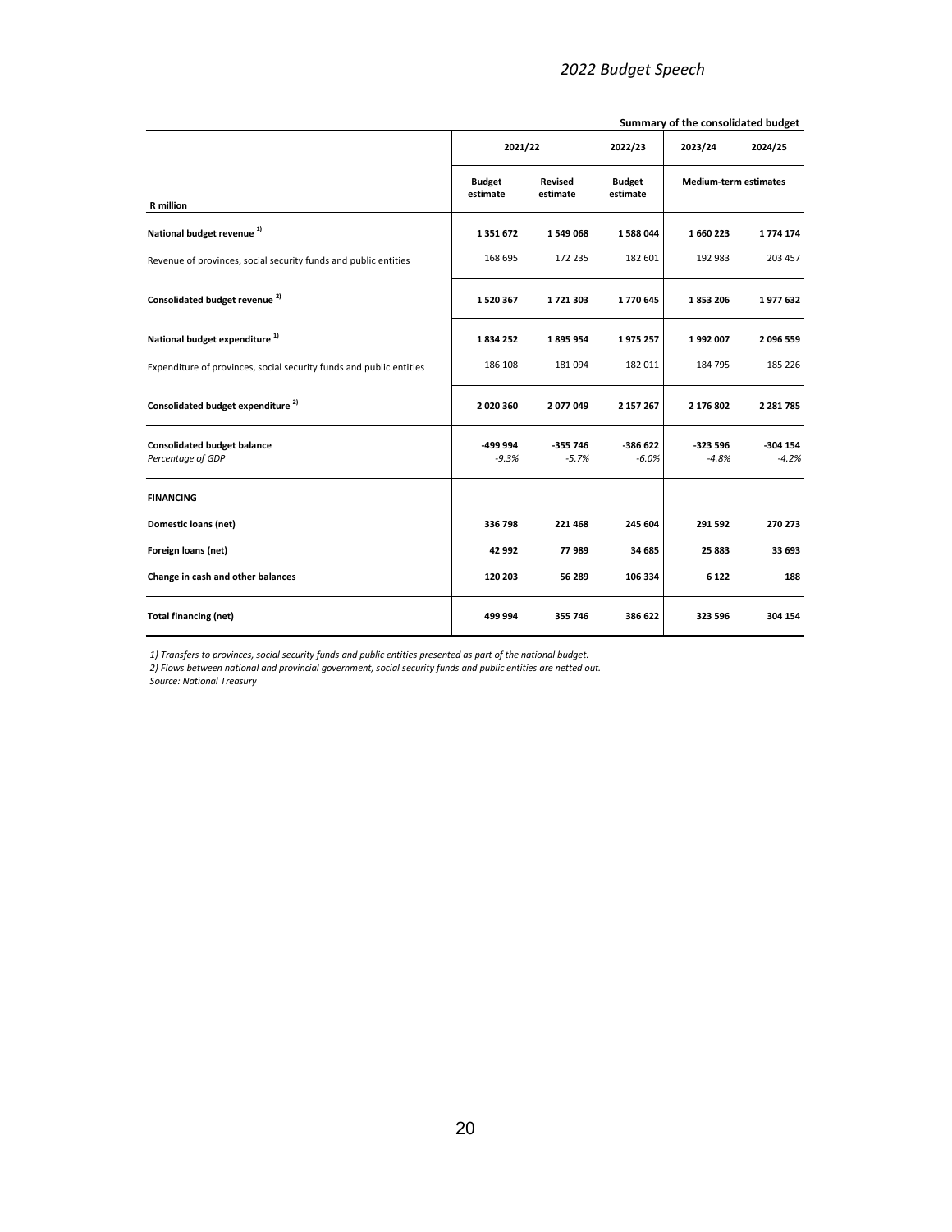**Summary of the consolidated budget**

| R million | 2021/22 Budget estimate | 2021/22 Revised estimate | 2022/23 Budget estimate | 2023/24 Medium-term estimates | 2024/25 Medium-term estimates |
|---|---|---|---|---|---|
| **National budget revenue** [1] | **1 351 672** | **1 549 068** | **1 588 044** | **1 660 223** | **1 774 174** |
| Revenue of provinces, social security funds and public entities | 168 695 | 172 235 | 182 601 | 192 983 | 203 457 |
| **Consolidated budget revenue** [2] | **1 520 367** | **1 721 303** | **1 770 645** | **1 853 206** | **1 977 632** |
| **National budget expenditure** [1] | **1 834 252** | **1 895 954** | **1 975 257** | **1 992 007** | **2 096 559** |
| Expenditure of provinces, social security funds and public entities | 186 108 | 181 094 | 182 011 | 184 795 | 185 226 |
| **Consolidated budget expenditure** [2] | **2 020 360** | **2 077 049** | **2 157 267** | **2 176 802** | **2 281 785** |
| **Consolidated budget balance** | **-499 994** | **-355 746** | **-386 622** | **-323 596** | **-304 154** |
| *Percentage of GDP* | *-9.3%* | *-5.7%* | *-6.0%* | *-4.8%* | *-4.2%* |
| **FINANCING** | | | | | |
| **Domestic loans (net)** | **336 798** | **221 468** | **245 604** | **291 592** | **270 273** |
| **Foreign loans (net)** | **42 992** | **77 989** | **34 685** | **25 883** | **33 693** |
| **Change in cash and other balances** | **120 203** | **56 289** | **106 334** | **6 122** | **188** |
| **Total financing (net)** | **499 994** | **355 746** | **386 622** | **323 596** | **304 154** |

*1) Transfers to provinces, social security funds and public entities presented as part of the national budget.*
*2) Flows between national and provincial government, social security funds and public entities are netted out.*
*Source: National Treasury*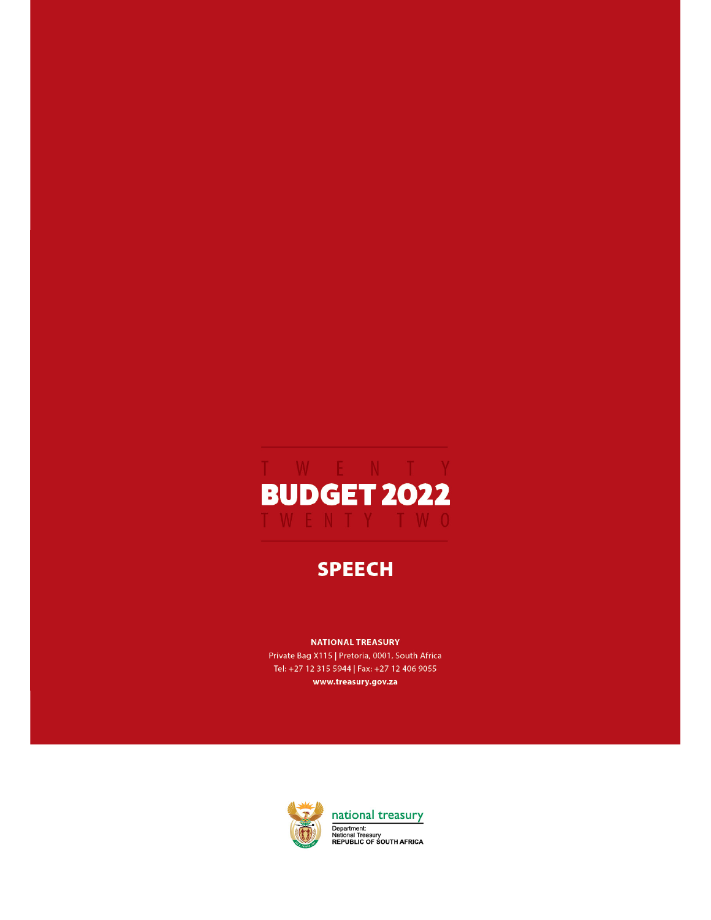T W E N T Y

# BUDGET 2022

T W E N T Y T W O

## SPEECH

**NATIONAL TREASURY**

Private Bag X115 | Pretoria, 0001, South Africa

Tel: +27 12 315 5944 | Fax: +27 12 406 9055

**www.treasury.gov.za**

national treasury

Department:
National Treasury
REPUBLIC OF SOUTH AFRICA